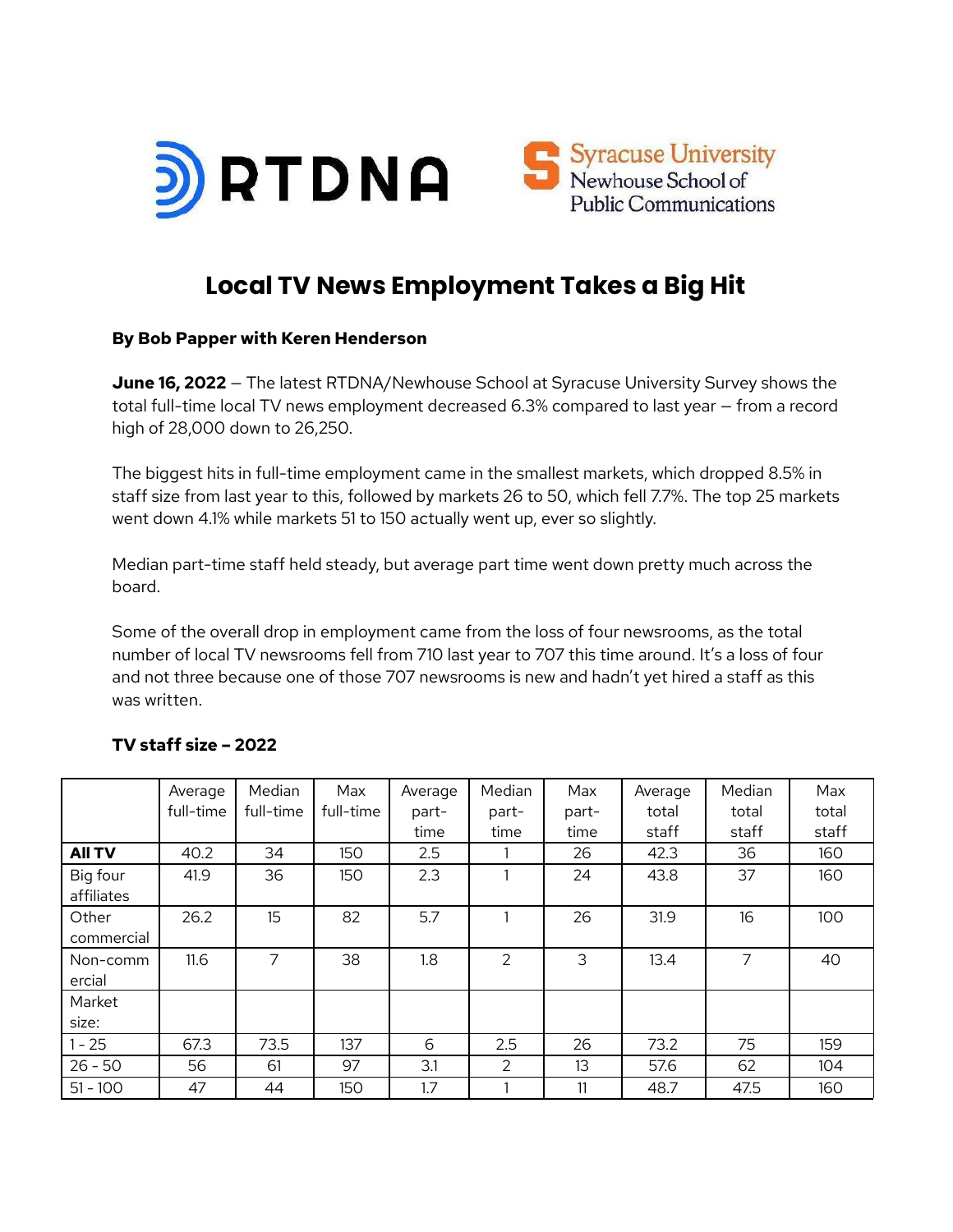RTDNA

Syracuse University Newhouse School of Public Communications

# Local TV News Employment Takes a Big Hit

**By Bob Papper with Keren Henderson**

**June 16, 2022** – The latest RTDNA/Newhouse School at Syracuse University Survey shows the total full-time local TV news employment decreased 6.3% compared to last year – from a record high of 28,000 down to 26,250.

The biggest hits in full-time employment came in the smallest markets, which dropped 8.5% in staff size from last year to this, followed by markets 26 to 50, which fell 7.7%. The top 25 markets went down 4.1% while markets 51 to 150 actually went up, ever so slightly.

Median part-time staff held steady, but average part time went down pretty much across the board.

Some of the overall drop in employment came from the loss of four newsrooms, as the total number of local TV newsrooms fell from 710 last year to 707 this time around. It's a loss of four and not three because one of those 707 newsrooms is new and hadn't yet hired a staff as this was written.

**TV staff size – 2022**

| | Average full-time | Median full-time | Max full-time | Average part-time | Median part-time | Max part-time | Average total staff | Median total staff | Max total staff |
|---|---|---|---|---|---|---|---|---|---|
| **All TV** | 40.2 | 34 | 150 | 2.5 | 1 | 26 | 42.3 | 36 | 160 |
| Big four affiliates | 41.9 | 36 | 150 | 2.3 | 1 | 24 | 43.8 | 37 | 160 |
| Other commercial | 26.2 | 15 | 82 | 5.7 | 1 | 26 | 31.9 | 16 | 100 |
| Non-commercial | 11.6 | 7 | 38 | 1.8 | 2 | 3 | 13.4 | 7 | 40 |
| Market size: | | | | | | | | | |
| 1 - 25 | 67.3 | 73.5 | 137 | 6 | 2.5 | 26 | 73.2 | 75 | 159 |
| 26 - 50 | 56 | 61 | 97 | 3.1 | 2 | 13 | 57.6 | 62 | 104 |
| 51 - 100 | 47 | 44 | 150 | 1.7 | 1 | 11 | 48.7 | 47.5 | 160 |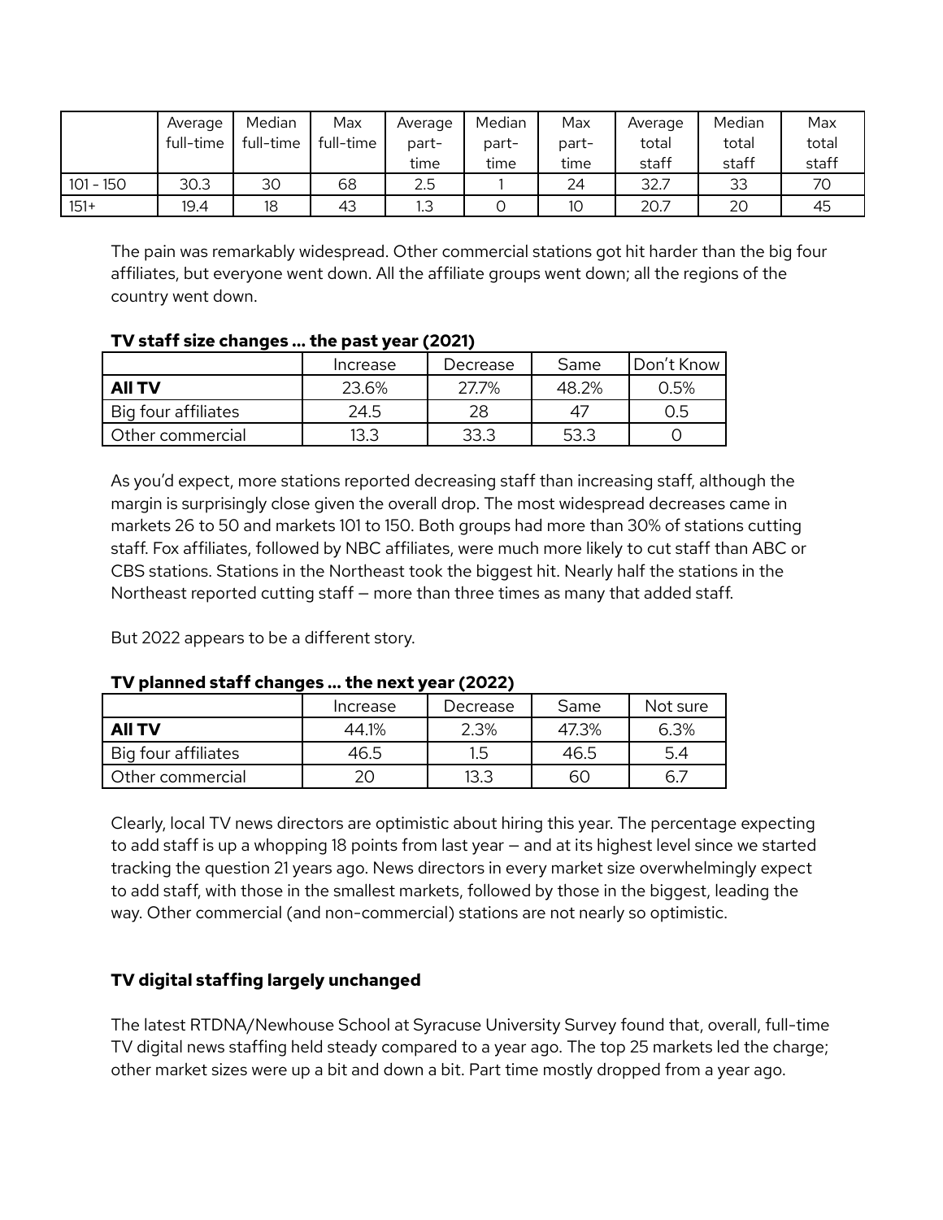| | Average full-time | Median full-time | Max full-time | Average part-time | Median part-time | Max part-time | Average total staff | Median total staff | Max total staff |
|---|---|---|---|---|---|---|---|---|---|
| 101 - 150 | 30.3 | 30 | 68 | 2.5 | 1 | 24 | 32.7 | 33 | 70 |
| 151+ | 19.4 | 18 | 43 | 1.3 | 0 | 10 | 20.7 | 20 | 45 |

The pain was remarkably widespread. Other commercial stations got hit harder than the big four affiliates, but everyone went down. All the affiliate groups went down; all the regions of the country went down.

**TV staff size changes … the past year (2021)**

| | Increase | Decrease | Same | Don't Know |
|---|---|---|---|---|
| **All TV** | 23.6% | 27.7% | 48.2% | 0.5% |
| Big four affiliates | 24.5 | 28 | 47 | 0.5 |
| Other commercial | 13.3 | 33.3 | 53.3 | 0 |

As you'd expect, more stations reported decreasing staff than increasing staff, although the margin is surprisingly close given the overall drop. The most widespread decreases came in markets 26 to 50 and markets 101 to 150. Both groups had more than 30% of stations cutting staff. Fox affiliates, followed by NBC affiliates, were much more likely to cut staff than ABC or CBS stations. Stations in the Northeast took the biggest hit. Nearly half the stations in the Northeast reported cutting staff – more than three times as many that added staff.

But 2022 appears to be a different story.

**TV planned staff changes … the next year (2022)**

| | Increase | Decrease | Same | Not sure |
|---|---|---|---|---|
| **All TV** | 44.1% | 2.3% | 47.3% | 6.3% |
| Big four affiliates | 46.5 | 1.5 | 46.5 | 5.4 |
| Other commercial | 20 | 13.3 | 60 | 6.7 |

Clearly, local TV news directors are optimistic about hiring this year. The percentage expecting to add staff is up a whopping 18 points from last year – and at its highest level since we started tracking the question 21 years ago. News directors in every market size overwhelmingly expect to add staff, with those in the smallest markets, followed by those in the biggest, leading the way. Other commercial (and non-commercial) stations are not nearly so optimistic.

## TV digital staffing largely unchanged

The latest RTDNA/Newhouse School at Syracuse University Survey found that, overall, full-time TV digital news staffing held steady compared to a year ago. The top 25 markets led the charge; other market sizes were up a bit and down a bit. Part time mostly dropped from a year ago.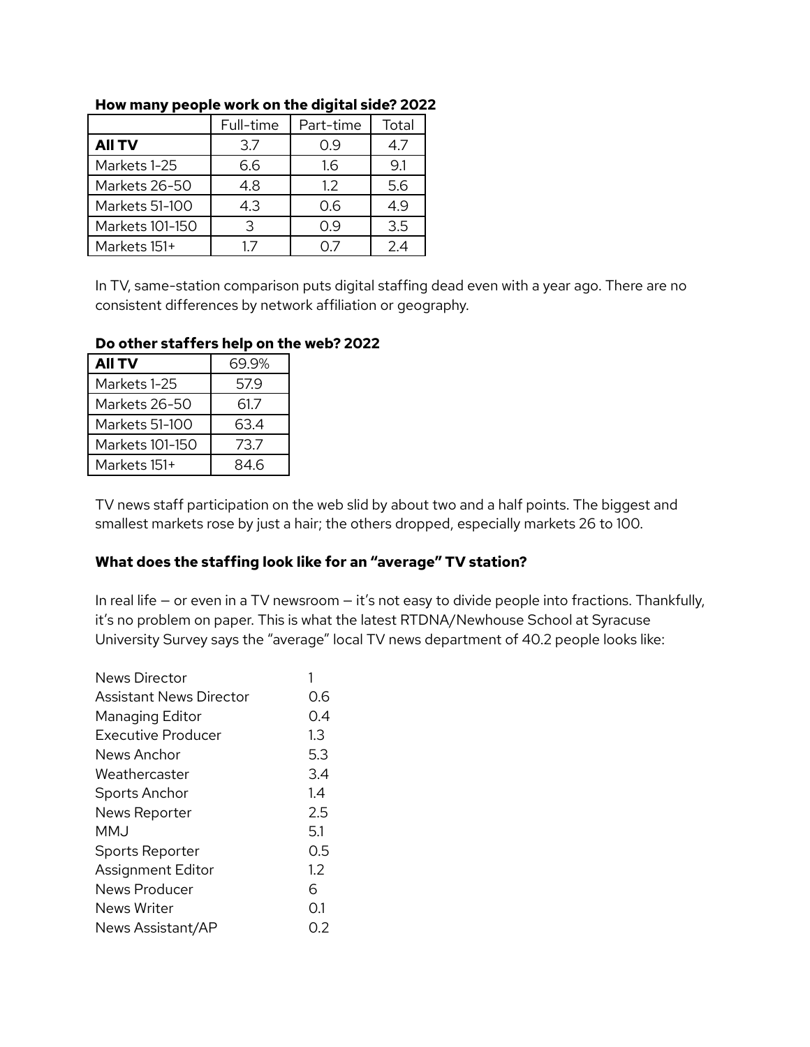**How many people work on the digital side? 2022**

| | Full-time | Part-time | Total |
|---|---|---|---|
| **All TV** | 3.7 | 0.9 | 4.7 |
| Markets 1-25 | 6.6 | 1.6 | 9.1 |
| Markets 26-50 | 4.8 | 1.2 | 5.6 |
| Markets 51-100 | 4.3 | 0.6 | 4.9 |
| Markets 101-150 | 3 | 0.9 | 3.5 |
| Markets 151+ | 1.7 | 0.7 | 2.4 |

In TV, same-station comparison puts digital staffing dead even with a year ago. There are no consistent differences by network affiliation or geography.

**Do other staffers help on the web? 2022**

| | |
|---|---|
| **All TV** | 69.9% |
| Markets 1-25 | 57.9 |
| Markets 26-50 | 61.7 |
| Markets 51-100 | 63.4 |
| Markets 101-150 | 73.7 |
| Markets 151+ | 84.6 |

TV news staff participation on the web slid by about two and a half points. The biggest and smallest markets rose by just a hair; the others dropped, especially markets 26 to 100.

### What does the staffing look like for an "average" TV station?

In real life — or even in a TV newsroom — it's not easy to divide people into fractions. Thankfully, it's no problem on paper. This is what the latest RTDNA/Newhouse School at Syracuse University Survey says the "average" local TV news department of 40.2 people looks like:

| | |
|---|---|
| News Director | 1 |
| Assistant News Director | 0.6 |
| Managing Editor | 0.4 |
| Executive Producer | 1.3 |
| News Anchor | 5.3 |
| Weathercaster | 3.4 |
| Sports Anchor | 1.4 |
| News Reporter | 2.5 |
| MMJ | 5.1 |
| Sports Reporter | 0.5 |
| Assignment Editor | 1.2 |
| News Producer | 6 |
| News Writer | 0.1 |
| News Assistant/AP | 0.2 |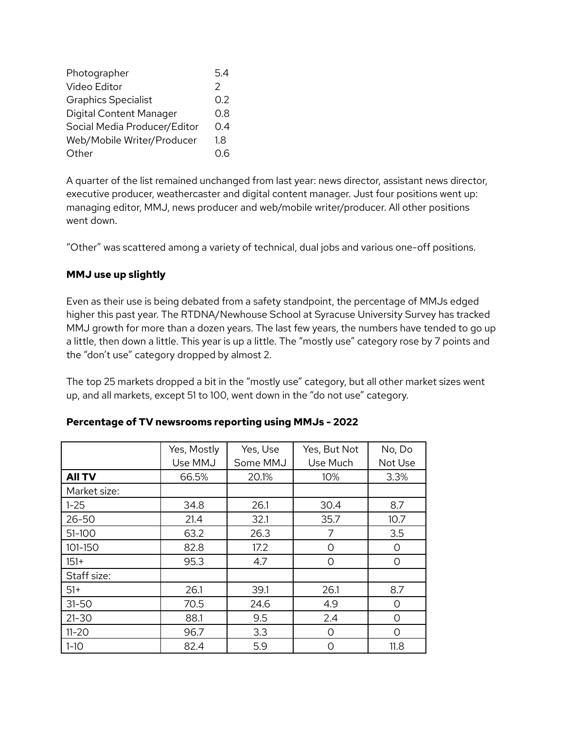| | |
|---|---|
| Photographer | 5.4 |
| Video Editor | 2 |
| Graphics Specialist | 0.2 |
| Digital Content Manager | 0.8 |
| Social Media Producer/Editor | 0.4 |
| Web/Mobile Writer/Producer | 1.8 |
| Other | 0.6 |

A quarter of the list remained unchanged from last year: news director, assistant news director, executive producer, weathercaster and digital content manager. Just four positions went up: managing editor, MMJ, news producer and web/mobile writer/producer. All other positions went down.

“Other” was scattered among a variety of technical, dual jobs and various one-off positions.

**MMJ use up slightly**

Even as their use is being debated from a safety standpoint, the percentage of MMJs edged higher this past year. The RTDNA/Newhouse School at Syracuse University Survey has tracked MMJ growth for more than a dozen years. The last few years, the numbers have tended to go up a little, then down a little. This year is up a little. The “mostly use” category rose by 7 points and the “don’t use” category dropped by almost 2.

The top 25 markets dropped a bit in the “mostly use” category, but all other market sizes went up, and all markets, except 51 to 100, went down in the “do not use” category.

**Percentage of TV newsrooms reporting using MMJs - 2022**

| | Yes, Mostly Use MMJ | Yes, Use Some MMJ | Yes, But Not Use Much | No, Do Not Use |
|---|---|---|---|---|
| **All TV** | 66.5% | 20.1% | 10% | 3.3% |
| Market size: | | | | |
| 1-25 | 34.8 | 26.1 | 30.4 | 8.7 |
| 26-50 | 21.4 | 32.1 | 35.7 | 10.7 |
| 51-100 | 63.2 | 26.3 | 7 | 3.5 |
| 101-150 | 82.8 | 17.2 | 0 | 0 |
| 151+ | 95.3 | 4.7 | 0 | 0 |
| Staff size: | | | | |
| 51+ | 26.1 | 39.1 | 26.1 | 8.7 |
| 31-50 | 70.5 | 24.6 | 4.9 | 0 |
| 21-30 | 88.1 | 9.5 | 2.4 | 0 |
| 11-20 | 96.7 | 3.3 | 0 | 0 |
| 1-10 | 82.4 | 5.9 | 0 | 11.8 |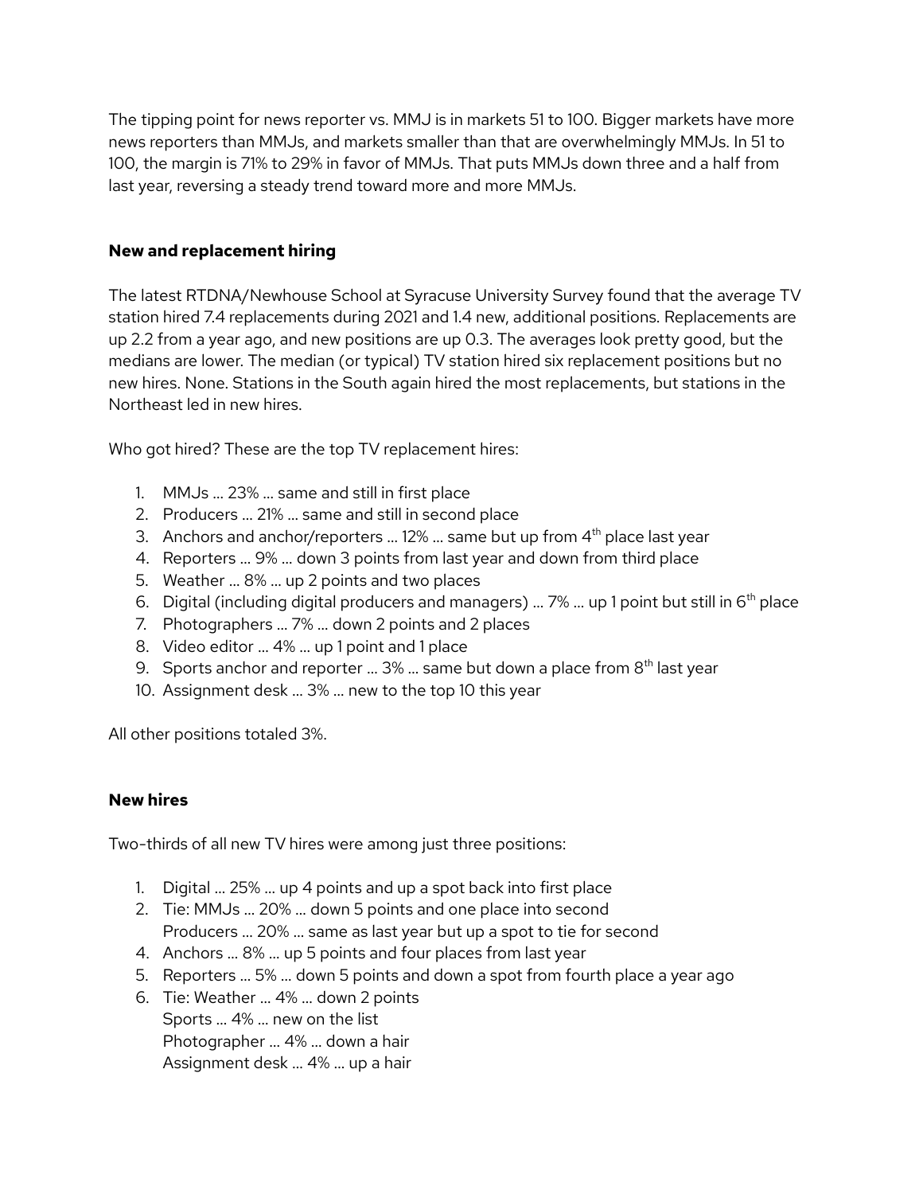The tipping point for news reporter vs. MMJ is in markets 51 to 100. Bigger markets have more news reporters than MMJs, and markets smaller than that are overwhelmingly MMJs. In 51 to 100, the margin is 71% to 29% in favor of MMJs. That puts MMJs down three and a half from last year, reversing a steady trend toward more and more MMJs.

### New and replacement hiring

The latest RTDNA/Newhouse School at Syracuse University Survey found that the average TV station hired 7.4 replacements during 2021 and 1.4 new, additional positions. Replacements are up 2.2 from a year ago, and new positions are up 0.3. The averages look pretty good, but the medians are lower. The median (or typical) TV station hired six replacement positions but no new hires. None. Stations in the South again hired the most replacements, but stations in the Northeast led in new hires.

Who got hired? These are the top TV replacement hires:

1. MMJs … 23% … same and still in first place
2. Producers … 21% … same and still in second place
3. Anchors and anchor/reporters … 12% … same but up from 4th place last year
4. Reporters … 9% … down 3 points from last year and down from third place
5. Weather … 8% … up 2 points and two places
6. Digital (including digital producers and managers) … 7% … up 1 point but still in 6th place
7. Photographers … 7% … down 2 points and 2 places
8. Video editor … 4% … up 1 point and 1 place
9. Sports anchor and reporter … 3% … same but down a place from 8th last year
10. Assignment desk … 3% … new to the top 10 this year

All other positions totaled 3%.

### New hires

Two-thirds of all new TV hires were among just three positions:

1. Digital … 25% … up 4 points and up a spot back into first place
2. Tie: MMJs … 20% … down 5 points and one place into second
   Producers … 20% … same as last year but up a spot to tie for second
4. Anchors … 8% … up 5 points and four places from last year
5. Reporters … 5% … down 5 points and down a spot from fourth place a year ago
6. Tie: Weather … 4% … down 2 points
   Sports … 4% … new on the list
   Photographer … 4% … down a hair
   Assignment desk … 4% … up a hair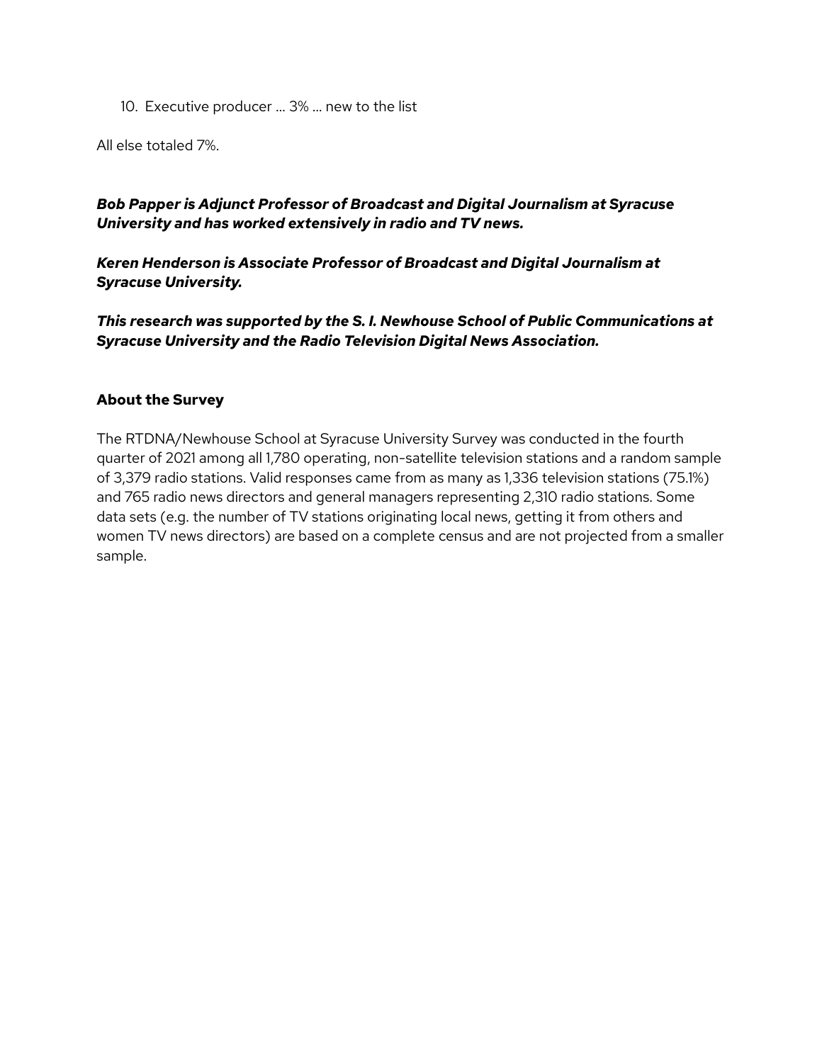10. Executive producer … 3% … new to the list

All else totaled 7%.

***Bob Papper is Adjunct Professor of Broadcast and Digital Journalism at Syracuse University and has worked extensively in radio and TV news.***

***Keren Henderson is Associate Professor of Broadcast and Digital Journalism at Syracuse University.***

***This research was supported by the S. I. Newhouse School of Public Communications at Syracuse University and the Radio Television Digital News Association.***

**About the Survey**

The RTDNA/Newhouse School at Syracuse University Survey was conducted in the fourth quarter of 2021 among all 1,780 operating, non-satellite television stations and a random sample of 3,379 radio stations. Valid responses came from as many as 1,336 television stations (75.1%) and 765 radio news directors and general managers representing 2,310 radio stations. Some data sets (e.g. the number of TV stations originating local news, getting it from others and women TV news directors) are based on a complete census and are not projected from a smaller sample.